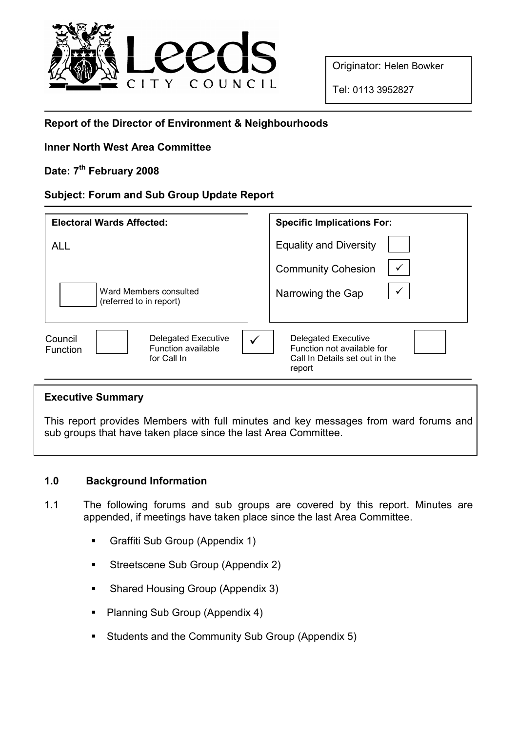Leeds CITY COUNCIL

Originator: Helen Bowker

Tel: 0113 3952827

**Report of the Director of Environment & Neighbourhoods**

**Inner North West Area Committee**

**Date: 7th February 2008**

**Subject: Forum and Sub Group Update Report**

| **Electoral Wards Affected:** | **Specific Implications For:** | |
|---|---|---|
| ALL | Equality and Diversity | ☐ |
| | Community Cohesion | ✓ |
| ☐ Ward Members consulted (referred to in report) | Narrowing the Gap | ✓ |

| Council Function | ☐ | Delegated Executive Function available for Call In | ✓ | Delegated Executive Function not available for Call In Details set out in the report | ☐ |
|---|---|---|---|---|---|

**Executive Summary**

This report provides Members with full minutes and key messages from ward forums and sub groups that have taken place since the last Area Committee.

## 1.0 Background Information

1.1 The following forums and sub groups are covered by this report. Minutes are appended, if meetings have taken place since the last Area Committee.

- Graffiti Sub Group (Appendix 1)
- Streetscene Sub Group (Appendix 2)
- Shared Housing Group (Appendix 3)
- Planning Sub Group (Appendix 4)
- Students and the Community Sub Group (Appendix 5)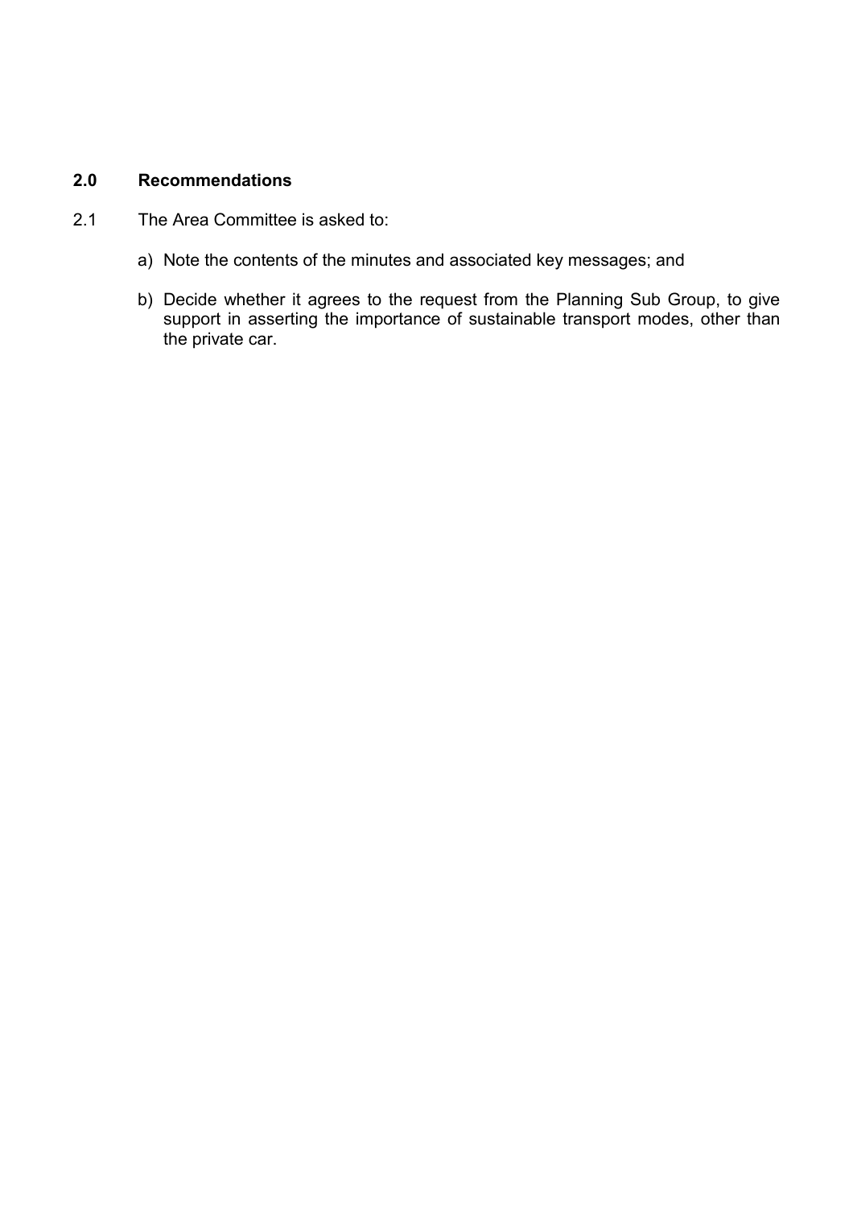## 2.0 Recommendations

2.1 The Area Committee is asked to:

a) Note the contents of the minutes and associated key messages; and

b) Decide whether it agrees to the request from the Planning Sub Group, to give support in asserting the importance of sustainable transport modes, other than the private car.